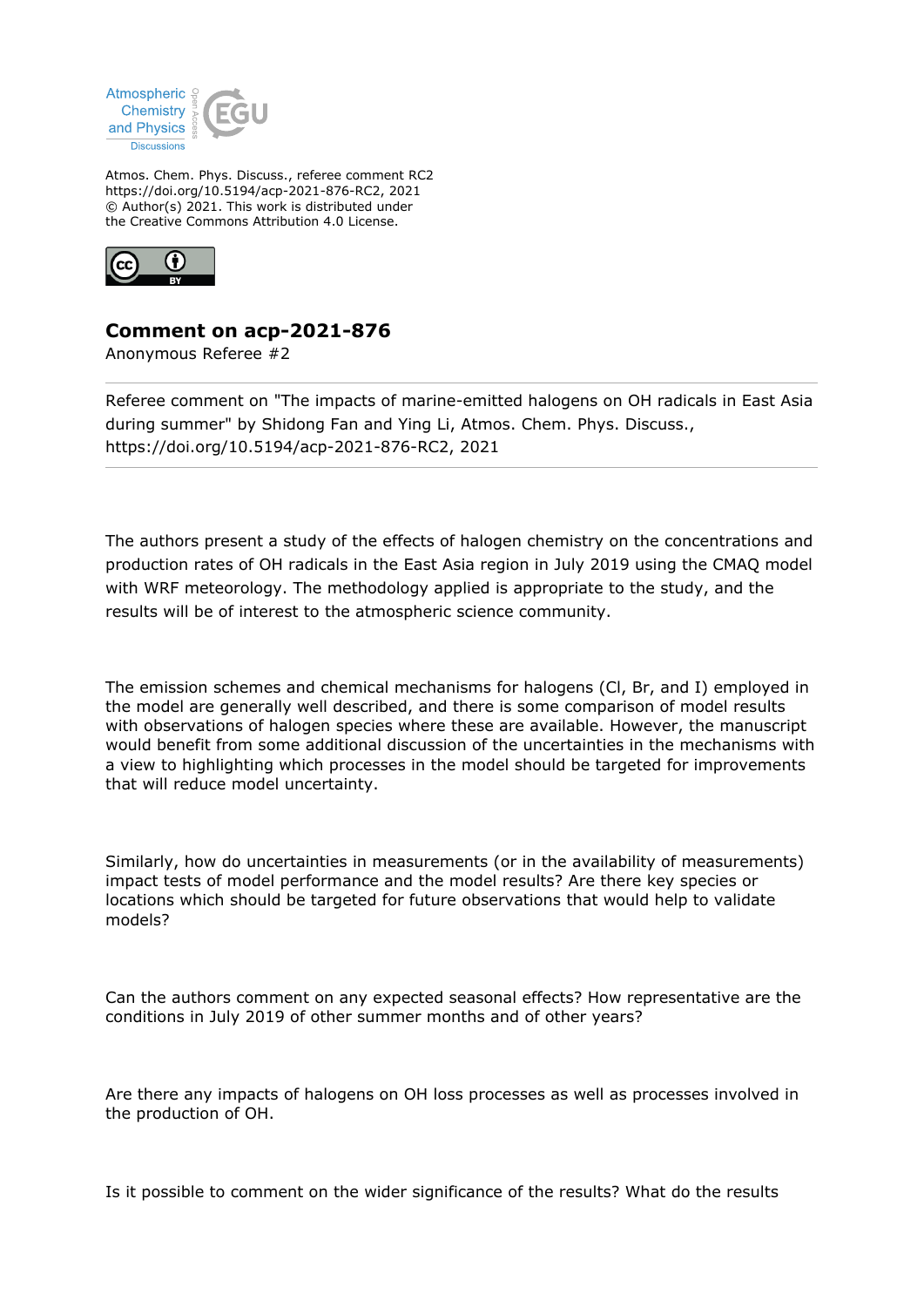Atmospheric Chemistry and Physics Discussions

Atmos. Chem. Phys. Discuss., referee comment RC2
https://doi.org/10.5194/acp-2021-876-RC2, 2021
© Author(s) 2021. This work is distributed under the Creative Commons Attribution 4.0 License.

# Comment on acp-2021-876

Anonymous Referee #2

---

Referee comment on "The impacts of marine-emitted halogens on OH radicals in East Asia during summer" by Shidong Fan and Ying Li, Atmos. Chem. Phys. Discuss., https://doi.org/10.5194/acp-2021-876-RC2, 2021

---

The authors present a study of the effects of halogen chemistry on the concentrations and production rates of OH radicals in the East Asia region in July 2019 using the CMAQ model with WRF meteorology. The methodology applied is appropriate to the study, and the results will be of interest to the atmospheric science community.

The emission schemes and chemical mechanisms for halogens (Cl, Br, and I) employed in the model are generally well described, and there is some comparison of model results with observations of halogen species where these are available. However, the manuscript would benefit from some additional discussion of the uncertainties in the mechanisms with a view to highlighting which processes in the model should be targeted for improvements that will reduce model uncertainty.

Similarly, how do uncertainties in measurements (or in the availability of measurements) impact tests of model performance and the model results? Are there key species or locations which should be targeted for future observations that would help to validate models?

Can the authors comment on any expected seasonal effects? How representative are the conditions in July 2019 of other summer months and of other years?

Are there any impacts of halogens on OH loss processes as well as processes involved in the production of OH.

Is it possible to comment on the wider significance of the results? What do the results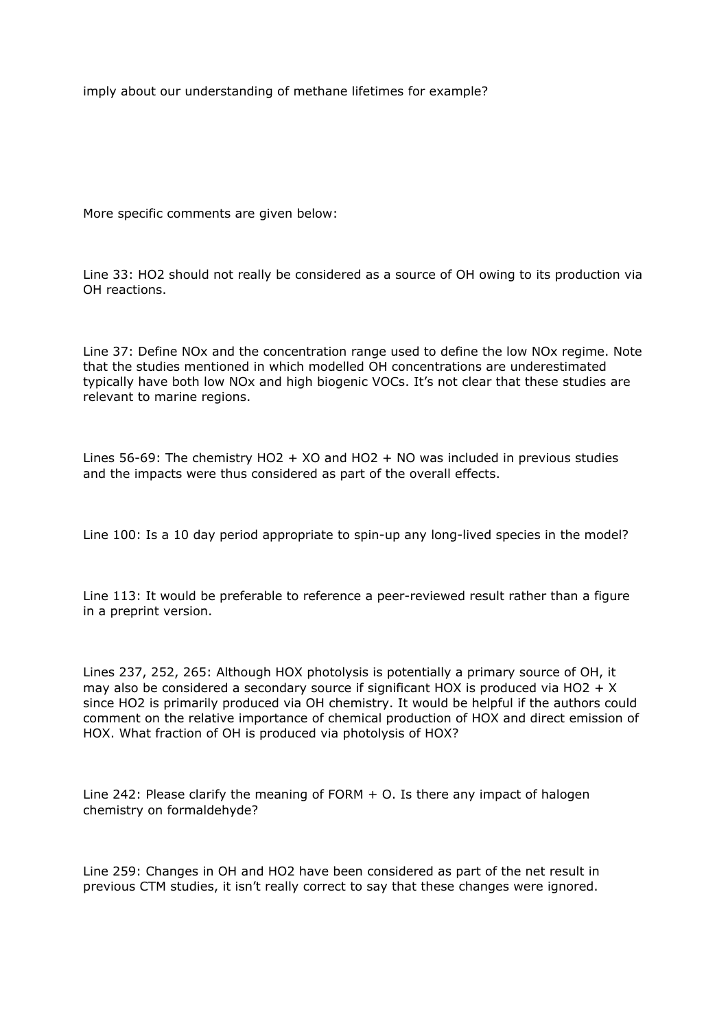imply about our understanding of methane lifetimes for example?

More specific comments are given below:

Line 33: $HO_2$ should not really be considered as a source of OH owing to its production via OH reactions.

Line 37: Define $NO_x$ and the concentration range used to define the low $NO_x$ regime. Note that the studies mentioned in which modelled OH concentrations are underestimated typically have both low $NO_x$ and high biogenic VOCs. It's not clear that these studies are relevant to marine regions.

Lines 56-69: The chemistry $HO_2$ + XO and $HO_2$ + NO was included in previous studies and the impacts were thus considered as part of the overall effects.

Line 100: Is a 10 day period appropriate to spin-up any long-lived species in the model?

Line 113: It would be preferable to reference a peer-reviewed result rather than a figure in a preprint version.

Lines 237, 252, 265: Although HOX photolysis is potentially a primary source of OH, it may also be considered a secondary source if significant HOX is produced via $HO_2$ + X since $HO_2$ is primarily produced via OH chemistry. It would be helpful if the authors could comment on the relative importance of chemical production of HOX and direct emission of HOX. What fraction of OH is produced via photolysis of HOX?

Line 242: Please clarify the meaning of FORM + O. Is there any impact of halogen chemistry on formaldehyde?

Line 259: Changes in OH and $HO_2$ have been considered as part of the net result in previous CTM studies, it isn't really correct to say that these changes were ignored.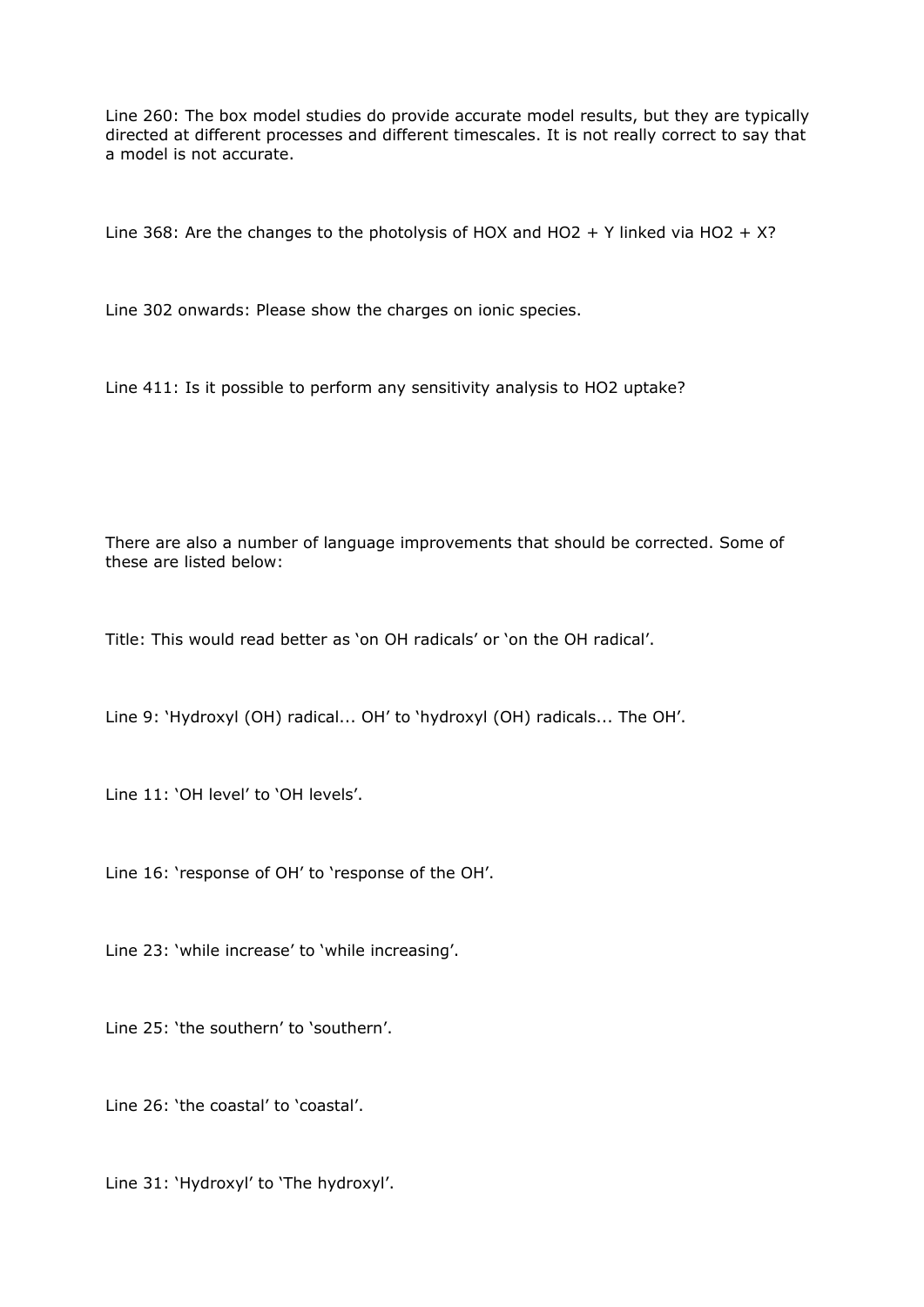Line 260: The box model studies do provide accurate model results, but they are typically directed at different processes and different timescales. It is not really correct to say that a model is not accurate.

Line 368: Are the changes to the photolysis of HOX and $HO_2$ + Y linked via $HO_2$ + X?

Line 302 onwards: Please show the charges on ionic species.

Line 411: Is it possible to perform any sensitivity analysis to $HO_2$ uptake?

There are also a number of language improvements that should be corrected. Some of these are listed below:

Title: This would read better as 'on OH radicals' or 'on the OH radical'.

Line 9: 'Hydroxyl (OH) radical... OH' to 'hydroxyl (OH) radicals... The OH'.

Line 11: 'OH level' to 'OH levels'.

Line 16: 'response of OH' to 'response of the OH'.

Line 23: 'while increase' to 'while increasing'.

Line 25: 'the southern' to 'southern'.

Line 26: 'the coastal' to 'coastal'.

Line 31: 'Hydroxyl' to 'The hydroxyl'.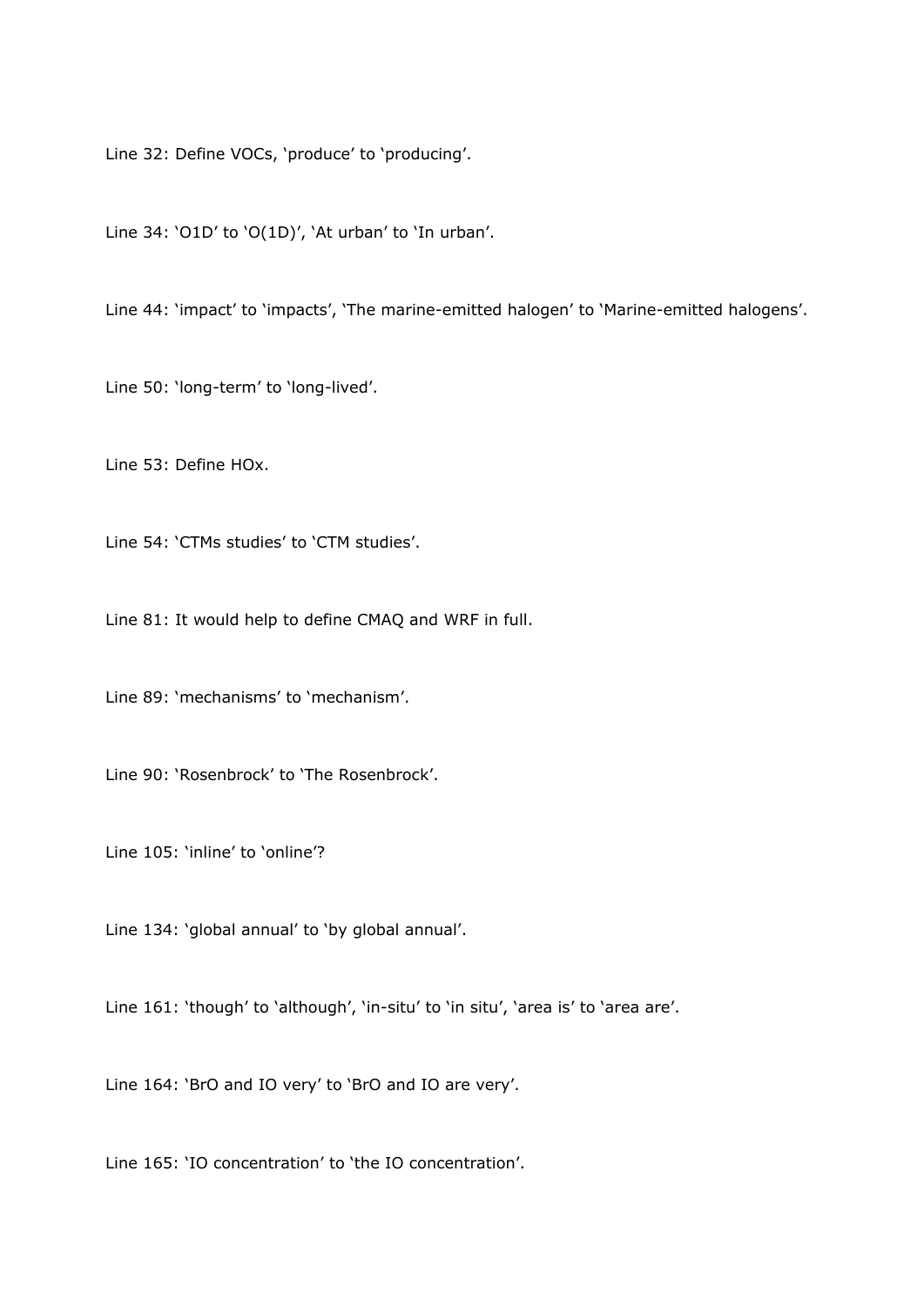Line 32: Define VOCs, ‘produce’ to ‘producing’.

Line 34: ‘O1D’ to ‘O(1D)’, ‘At urban’ to ‘In urban’.

Line 44: ‘impact’ to ‘impacts’, ‘The marine-emitted halogen’ to ‘Marine-emitted halogens’.

Line 50: ‘long-term’ to ‘long-lived’.

Line 53: Define HOx.

Line 54: ‘CTMs studies’ to ‘CTM studies’.

Line 81: It would help to define CMAQ and WRF in full.

Line 89: ‘mechanisms’ to ‘mechanism’.

Line 90: ‘Rosenbrock’ to ‘The Rosenbrock’.

Line 105: ‘inline’ to ‘online’?

Line 134: ‘global annual’ to ‘by global annual’.

Line 161: ‘though’ to ‘although’, ‘in-situ’ to ‘in situ’, ‘area is’ to ‘area are’.

Line 164: ‘BrO and IO very’ to ‘BrO and IO are very’.

Line 165: ‘IO concentration’ to ‘the IO concentration’.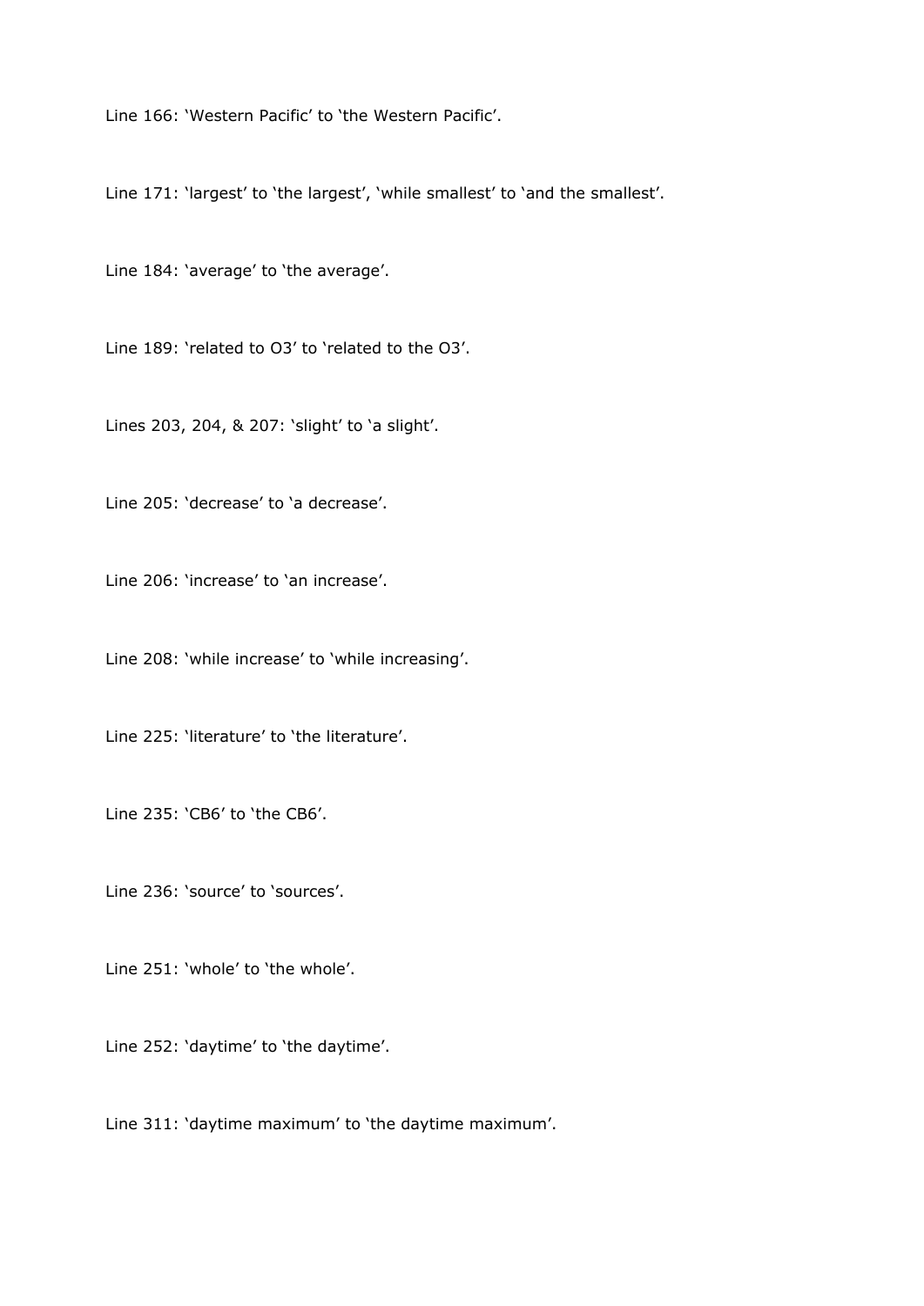Line 166: ‘Western Pacific’ to ‘the Western Pacific’.

Line 171: ‘largest’ to ‘the largest’, ‘while smallest’ to ‘and the smallest’.

Line 184: ‘average’ to ‘the average’.

Line 189: ‘related to O3’ to ‘related to the O3’.

Lines 203, 204, & 207: ‘slight’ to ‘a slight’.

Line 205: ‘decrease’ to ‘a decrease’.

Line 206: ‘increase’ to ‘an increase’.

Line 208: ‘while increase’ to ‘while increasing’.

Line 225: ‘literature’ to ‘the literature’.

Line 235: ‘CB6’ to ‘the CB6’.

Line 236: ‘source’ to ‘sources’.

Line 251: ‘whole’ to ‘the whole’.

Line 252: ‘daytime’ to ‘the daytime’.

Line 311: ‘daytime maximum’ to ‘the daytime maximum’.